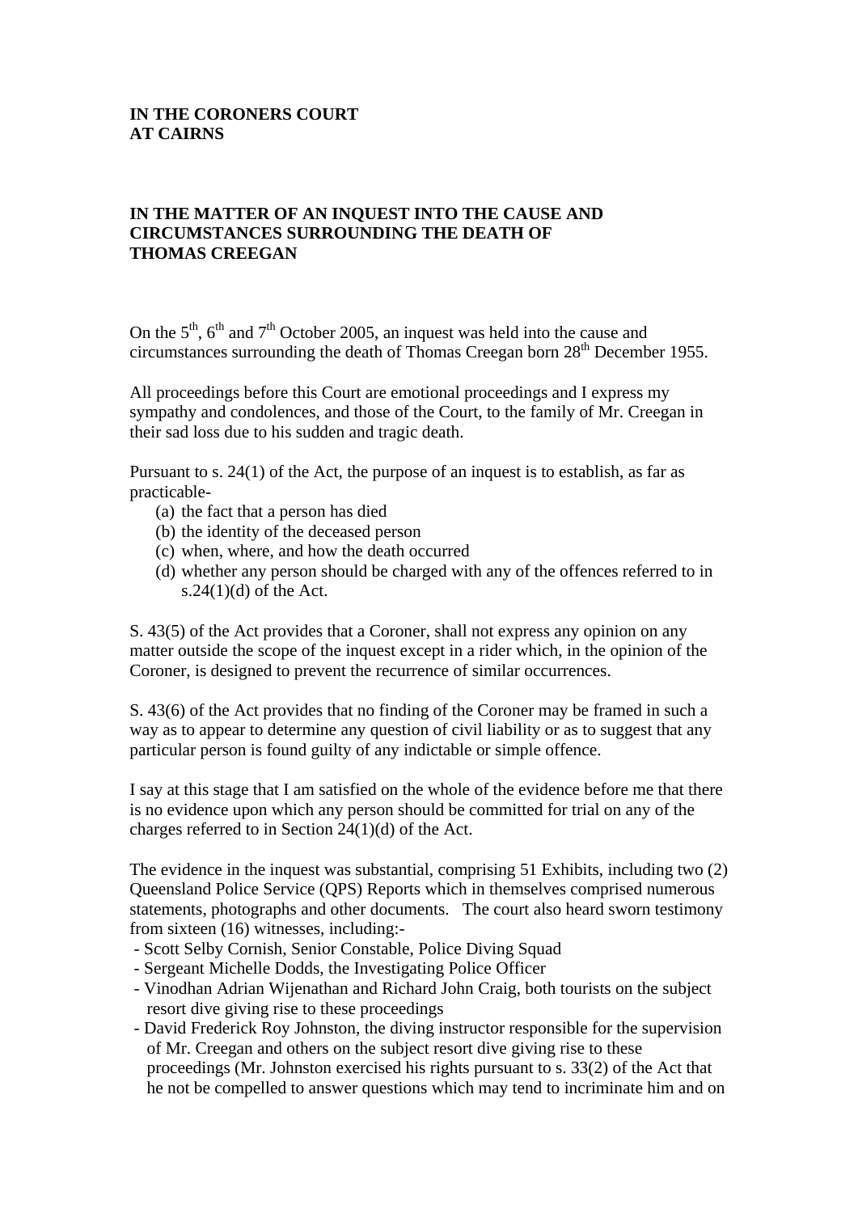**IN THE CORONERS COURT**
**AT CAIRNS**

**IN THE MATTER OF AN INQUEST INTO THE CAUSE AND CIRCUMSTANCES SURROUNDING THE DEATH OF THOMAS CREEGAN**

On the 5th, 6th and 7th October 2005, an inquest was held into the cause and circumstances surrounding the death of Thomas Creegan born 28th December 1955.

All proceedings before this Court are emotional proceedings and I express my sympathy and condolences, and those of the Court, to the family of Mr. Creegan in their sad loss due to his sudden and tragic death.

Pursuant to s. 24(1) of the Act, the purpose of an inquest is to establish, as far as practicable-

(a) the fact that a person has died
(b) the identity of the deceased person
(c) when, where, and how the death occurred
(d) whether any person should be charged with any of the offences referred to in s.24(1)(d) of the Act.

S. 43(5) of the Act provides that a Coroner, shall not express any opinion on any matter outside the scope of the inquest except in a rider which, in the opinion of the Coroner, is designed to prevent the recurrence of similar occurrences.

S. 43(6) of the Act provides that no finding of the Coroner may be framed in such a way as to appear to determine any question of civil liability or as to suggest that any particular person is found guilty of any indictable or simple offence.

I say at this stage that I am satisfied on the whole of the evidence before me that there is no evidence upon which any person should be committed for trial on any of the charges referred to in Section 24(1)(d) of the Act.

The evidence in the inquest was substantial, comprising 51 Exhibits, including two (2) Queensland Police Service (QPS) Reports which in themselves comprised numerous statements, photographs and other documents. The court also heard sworn testimony from sixteen (16) witnesses, including:-

- Scott Selby Cornish, Senior Constable, Police Diving Squad
- Sergeant Michelle Dodds, the Investigating Police Officer
- Vinodhan Adrian Wijenathan and Richard John Craig, both tourists on the subject resort dive giving rise to these proceedings
- David Frederick Roy Johnston, the diving instructor responsible for the supervision of Mr. Creegan and others on the subject resort dive giving rise to these proceedings (Mr. Johnston exercised his rights pursuant to s. 33(2) of the Act that he not be compelled to answer questions which may tend to incriminate him and on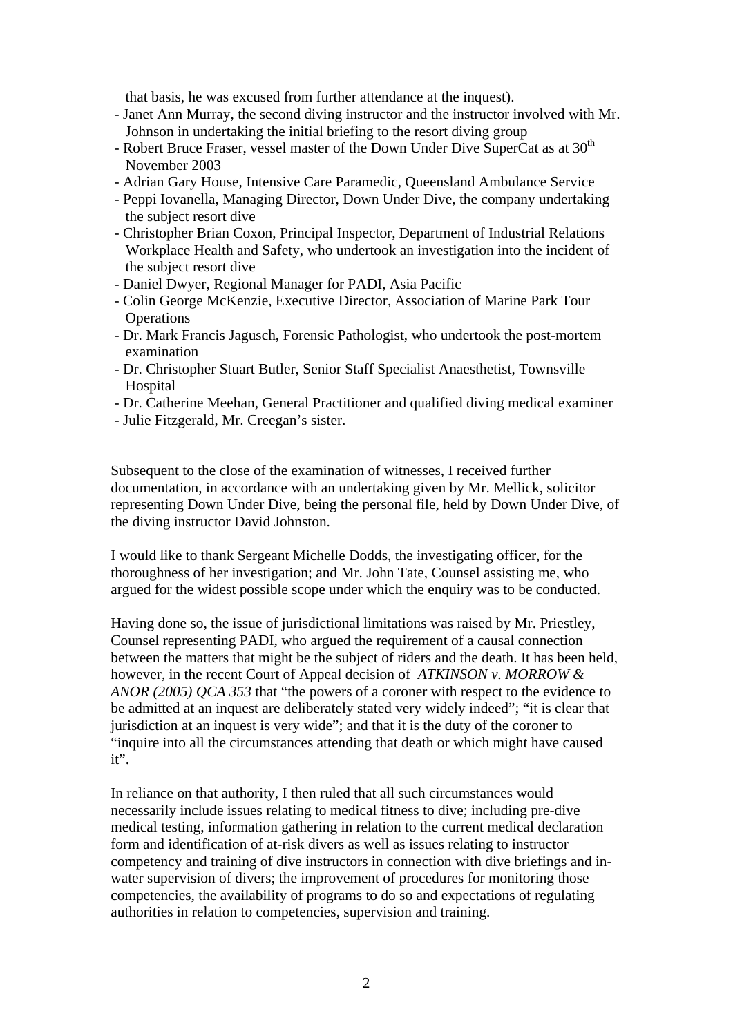that basis, he was excused from further attendance at the inquest).

- Janet Ann Murray, the second diving instructor and the instructor involved with Mr. Johnson in undertaking the initial briefing to the resort diving group
- Robert Bruce Fraser, vessel master of the Down Under Dive SuperCat as at 30th November 2003
- Adrian Gary House, Intensive Care Paramedic, Queensland Ambulance Service
- Peppi Iovanella, Managing Director, Down Under Dive, the company undertaking the subject resort dive
- Christopher Brian Coxon, Principal Inspector, Department of Industrial Relations Workplace Health and Safety, who undertook an investigation into the incident of the subject resort dive
- Daniel Dwyer, Regional Manager for PADI, Asia Pacific
- Colin George McKenzie, Executive Director, Association of Marine Park Tour Operations
- Dr. Mark Francis Jagusch, Forensic Pathologist, who undertook the post-mortem examination
- Dr. Christopher Stuart Butler, Senior Staff Specialist Anaesthetist, Townsville Hospital
- Dr. Catherine Meehan, General Practitioner and qualified diving medical examiner
- Julie Fitzgerald, Mr. Creegan's sister.

Subsequent to the close of the examination of witnesses, I received further documentation, in accordance with an undertaking given by Mr. Mellick, solicitor representing Down Under Dive, being the personal file, held by Down Under Dive, of the diving instructor David Johnston.

I would like to thank Sergeant Michelle Dodds, the investigating officer, for the thoroughness of her investigation; and Mr. John Tate, Counsel assisting me, who argued for the widest possible scope under which the enquiry was to be conducted.

Having done so, the issue of jurisdictional limitations was raised by Mr. Priestley, Counsel representing PADI, who argued the requirement of a causal connection between the matters that might be the subject of riders and the death. It has been held, however, in the recent Court of Appeal decision of *ATKINSON v. MORROW & ANOR (2005) QCA 353* that "the powers of a coroner with respect to the evidence to be admitted at an inquest are deliberately stated very widely indeed"; "it is clear that jurisdiction at an inquest is very wide"; and that it is the duty of the coroner to "inquire into all the circumstances attending that death or which might have caused it".

In reliance on that authority, I then ruled that all such circumstances would necessarily include issues relating to medical fitness to dive; including pre-dive medical testing, information gathering in relation to the current medical declaration form and identification of at-risk divers as well as issues relating to instructor competency and training of dive instructors in connection with dive briefings and in-water supervision of divers; the improvement of procedures for monitoring those competencies, the availability of programs to do so and expectations of regulating authorities in relation to competencies, supervision and training.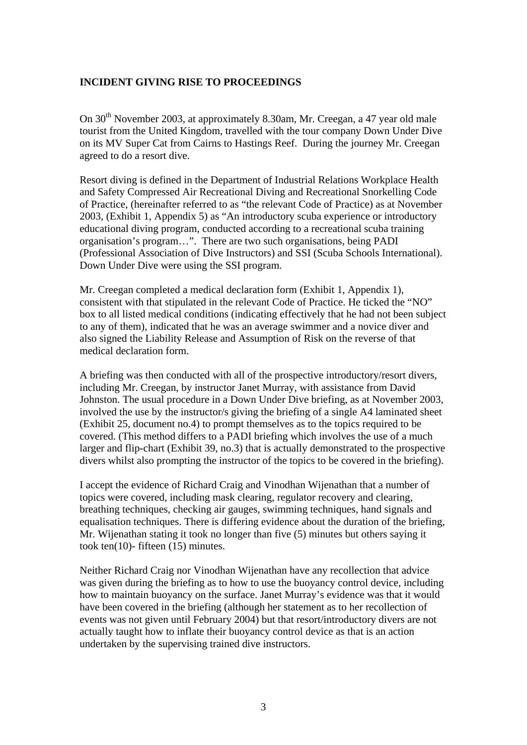**INCIDENT GIVING RISE TO PROCEEDINGS**

On 30th November 2003, at approximately 8.30am, Mr. Creegan, a 47 year old male tourist from the United Kingdom, travelled with the tour company Down Under Dive on its MV Super Cat from Cairns to Hastings Reef. During the journey Mr. Creegan agreed to do a resort dive.

Resort diving is defined in the Department of Industrial Relations Workplace Health and Safety Compressed Air Recreational Diving and Recreational Snorkelling Code of Practice, (hereinafter referred to as "the relevant Code of Practice) as at November 2003, (Exhibit 1, Appendix 5) as "An introductory scuba experience or introductory educational diving program, conducted according to a recreational scuba training organisation's program…". There are two such organisations, being PADI (Professional Association of Dive Instructors) and SSI (Scuba Schools International). Down Under Dive were using the SSI program.

Mr. Creegan completed a medical declaration form (Exhibit 1, Appendix 1), consistent with that stipulated in the relevant Code of Practice. He ticked the "NO" box to all listed medical conditions (indicating effectively that he had not been subject to any of them), indicated that he was an average swimmer and a novice diver and also signed the Liability Release and Assumption of Risk on the reverse of that medical declaration form.

A briefing was then conducted with all of the prospective introductory/resort divers, including Mr. Creegan, by instructor Janet Murray, with assistance from David Johnston. The usual procedure in a Down Under Dive briefing, as at November 2003, involved the use by the instructor/s giving the briefing of a single A4 laminated sheet (Exhibit 25, document no.4) to prompt themselves as to the topics required to be covered. (This method differs to a PADI briefing which involves the use of a much larger and flip-chart (Exhibit 39, no.3) that is actually demonstrated to the prospective divers whilst also prompting the instructor of the topics to be covered in the briefing).

I accept the evidence of Richard Craig and Vinodhan Wijenathan that a number of topics were covered, including mask clearing, regulator recovery and clearing, breathing techniques, checking air gauges, swimming techniques, hand signals and equalisation techniques. There is differing evidence about the duration of the briefing, Mr. Wijenathan stating it took no longer than five (5) minutes but others saying it took ten(10)- fifteen (15) minutes.

Neither Richard Craig nor Vinodhan Wijenathan have any recollection that advice was given during the briefing as to how to use the buoyancy control device, including how to maintain buoyancy on the surface. Janet Murray's evidence was that it would have been covered in the briefing (although her statement as to her recollection of events was not given until February 2004) but that resort/introductory divers are not actually taught how to inflate their buoyancy control device as that is an action undertaken by the supervising trained dive instructors.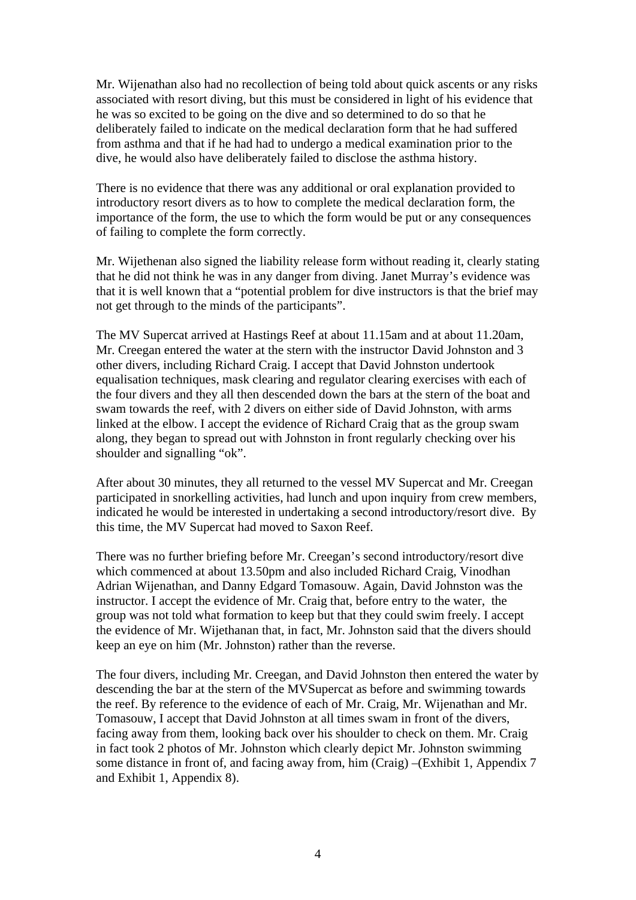Mr. Wijenathan also had no recollection of being told about quick ascents or any risks associated with resort diving, but this must be considered in light of his evidence that he was so excited to be going on the dive and so determined to do so that he deliberately failed to indicate on the medical declaration form that he had suffered from asthma and that if he had had to undergo a medical examination prior to the dive, he would also have deliberately failed to disclose the asthma history.

There is no evidence that there was any additional or oral explanation provided to introductory resort divers as to how to complete the medical declaration form, the importance of the form, the use to which the form would be put or any consequences of failing to complete the form correctly.

Mr. Wijethenan also signed the liability release form without reading it, clearly stating that he did not think he was in any danger from diving. Janet Murray's evidence was that it is well known that a "potential problem for dive instructors is that the brief may not get through to the minds of the participants".

The MV Supercat arrived at Hastings Reef at about 11.15am and at about 11.20am, Mr. Creegan entered the water at the stern with the instructor David Johnston and 3 other divers, including Richard Craig. I accept that David Johnston undertook equalisation techniques, mask clearing and regulator clearing exercises with each of the four divers and they all then descended down the bars at the stern of the boat and swam towards the reef, with 2 divers on either side of David Johnston, with arms linked at the elbow. I accept the evidence of Richard Craig that as the group swam along, they began to spread out with Johnston in front regularly checking over his shoulder and signalling "ok".

After about 30 minutes, they all returned to the vessel MV Supercat and Mr. Creegan participated in snorkelling activities, had lunch and upon inquiry from crew members, indicated he would be interested in undertaking a second introductory/resort dive. By this time, the MV Supercat had moved to Saxon Reef.

There was no further briefing before Mr. Creegan's second introductory/resort dive which commenced at about 13.50pm and also included Richard Craig, Vinodhan Adrian Wijenathan, and Danny Edgard Tomasouw. Again, David Johnston was the instructor. I accept the evidence of Mr. Craig that, before entry to the water, the group was not told what formation to keep but that they could swim freely. I accept the evidence of Mr. Wijethanan that, in fact, Mr. Johnston said that the divers should keep an eye on him (Mr. Johnston) rather than the reverse.

The four divers, including Mr. Creegan, and David Johnston then entered the water by descending the bar at the stern of the MVSupercat as before and swimming towards the reef. By reference to the evidence of each of Mr. Craig, Mr. Wijenathan and Mr. Tomasouw, I accept that David Johnston at all times swam in front of the divers, facing away from them, looking back over his shoulder to check on them. Mr. Craig in fact took 2 photos of Mr. Johnston which clearly depict Mr. Johnston swimming some distance in front of, and facing away from, him (Craig) –(Exhibit 1, Appendix 7 and Exhibit 1, Appendix 8).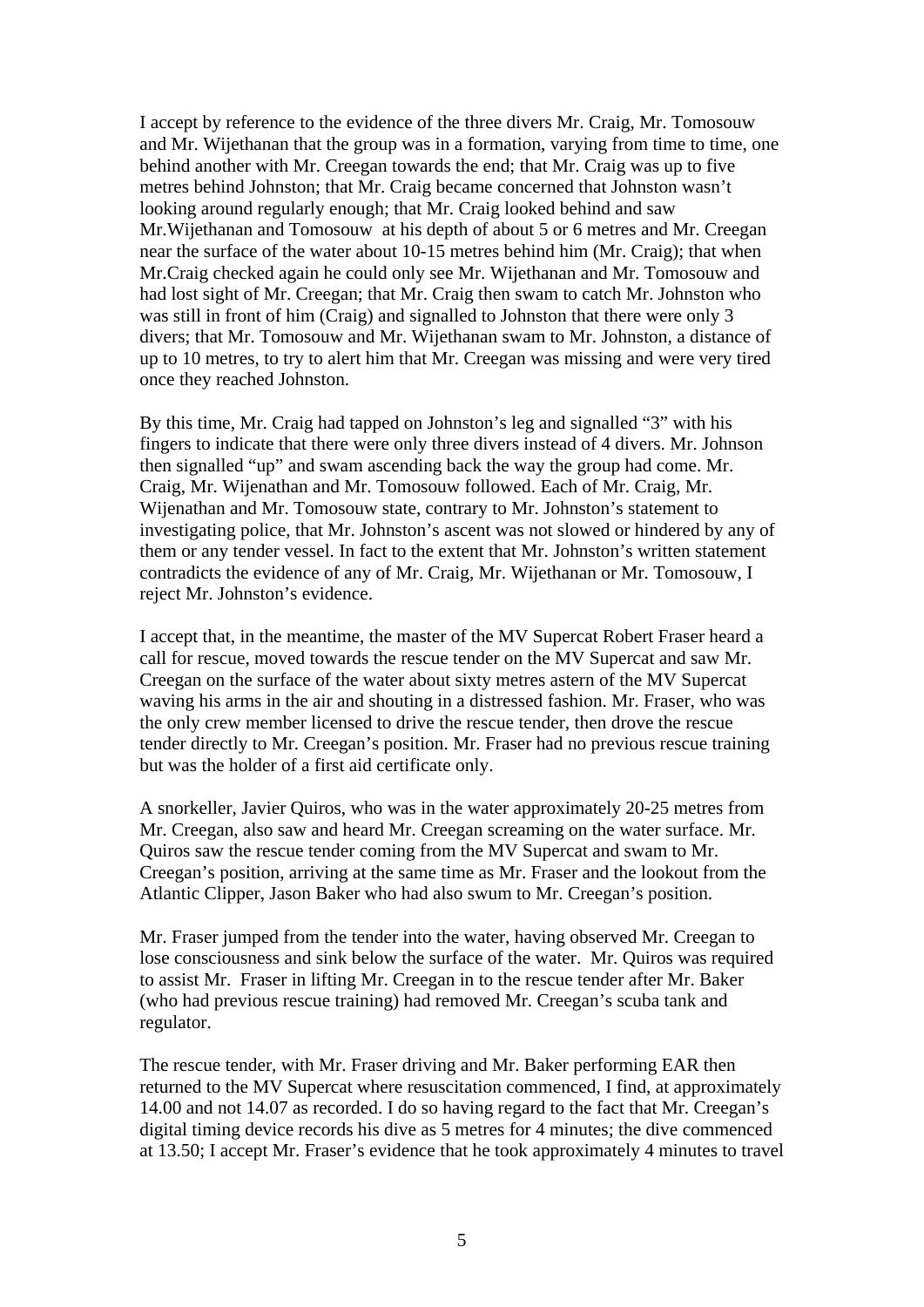I accept by reference to the evidence of the three divers Mr. Craig, Mr. Tomosouw and Mr. Wijethanan that the group was in a formation, varying from time to time, one behind another with Mr. Creegan towards the end; that Mr. Craig was up to five metres behind Johnston; that Mr. Craig became concerned that Johnston wasn't looking around regularly enough; that Mr. Craig looked behind and saw Mr.Wijethanan and Tomosouw at his depth of about 5 or 6 metres and Mr. Creegan near the surface of the water about 10-15 metres behind him (Mr. Craig); that when Mr.Craig checked again he could only see Mr. Wijethanan and Mr. Tomosouw and had lost sight of Mr. Creegan; that Mr. Craig then swam to catch Mr. Johnston who was still in front of him (Craig) and signalled to Johnston that there were only 3 divers; that Mr. Tomosouw and Mr. Wijethanan swam to Mr. Johnston, a distance of up to 10 metres, to try to alert him that Mr. Creegan was missing and were very tired once they reached Johnston.

By this time, Mr. Craig had tapped on Johnston's leg and signalled "3" with his fingers to indicate that there were only three divers instead of 4 divers. Mr. Johnson then signalled "up" and swam ascending back the way the group had come. Mr. Craig, Mr. Wijenathan and Mr. Tomosouw followed. Each of Mr. Craig, Mr. Wijenathan and Mr. Tomosouw state, contrary to Mr. Johnston's statement to investigating police, that Mr. Johnston's ascent was not slowed or hindered by any of them or any tender vessel. In fact to the extent that Mr. Johnston's written statement contradicts the evidence of any of Mr. Craig, Mr. Wijethanan or Mr. Tomosouw, I reject Mr. Johnston's evidence.

I accept that, in the meantime, the master of the MV Supercat Robert Fraser heard a call for rescue, moved towards the rescue tender on the MV Supercat and saw Mr. Creegan on the surface of the water about sixty metres astern of the MV Supercat waving his arms in the air and shouting in a distressed fashion. Mr. Fraser, who was the only crew member licensed to drive the rescue tender, then drove the rescue tender directly to Mr. Creegan's position. Mr. Fraser had no previous rescue training but was the holder of a first aid certificate only.

A snorkeller, Javier Quiros, who was in the water approximately 20-25 metres from Mr. Creegan, also saw and heard Mr. Creegan screaming on the water surface. Mr. Quiros saw the rescue tender coming from the MV Supercat and swam to Mr. Creegan's position, arriving at the same time as Mr. Fraser and the lookout from the Atlantic Clipper, Jason Baker who had also swum to Mr. Creegan's position.

Mr. Fraser jumped from the tender into the water, having observed Mr. Creegan to lose consciousness and sink below the surface of the water. Mr. Quiros was required to assist Mr. Fraser in lifting Mr. Creegan in to the rescue tender after Mr. Baker (who had previous rescue training) had removed Mr. Creegan's scuba tank and regulator.

The rescue tender, with Mr. Fraser driving and Mr. Baker performing EAR then returned to the MV Supercat where resuscitation commenced, I find, at approximately 14.00 and not 14.07 as recorded. I do so having regard to the fact that Mr. Creegan's digital timing device records his dive as 5 metres for 4 minutes; the dive commenced at 13.50; I accept Mr. Fraser's evidence that he took approximately 4 minutes to travel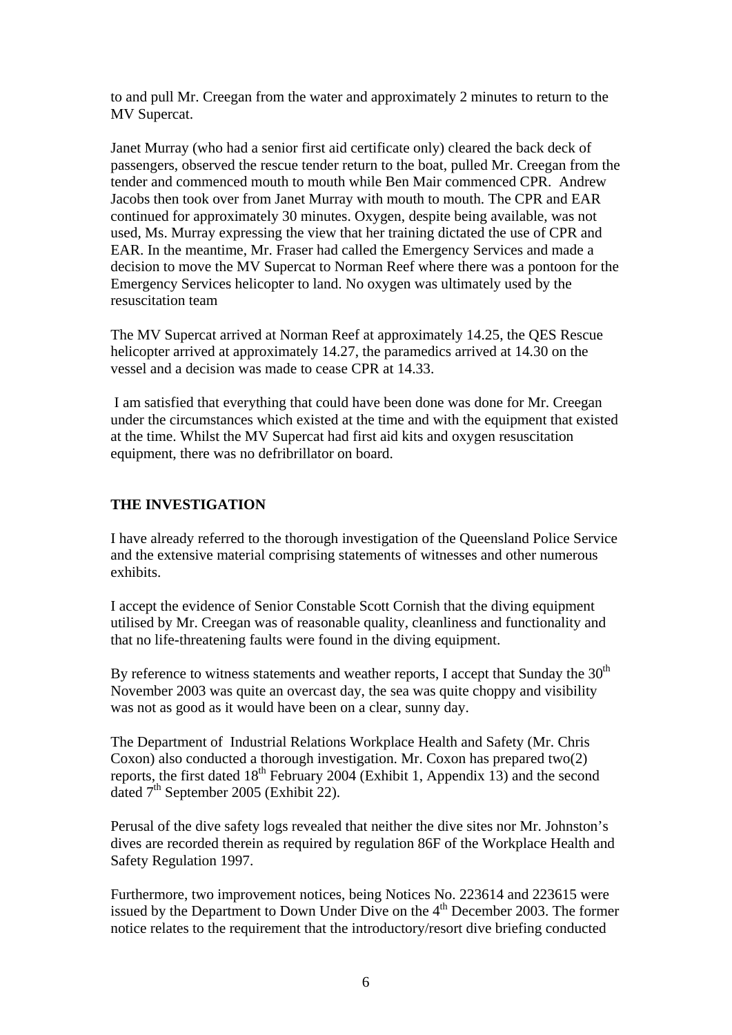to and pull Mr. Creegan from the water and approximately 2 minutes to return to the MV Supercat.

Janet Murray (who had a senior first aid certificate only) cleared the back deck of passengers, observed the rescue tender return to the boat, pulled Mr. Creegan from the tender and commenced mouth to mouth while Ben Mair commenced CPR. Andrew Jacobs then took over from Janet Murray with mouth to mouth. The CPR and EAR continued for approximately 30 minutes. Oxygen, despite being available, was not used, Ms. Murray expressing the view that her training dictated the use of CPR and EAR. In the meantime, Mr. Fraser had called the Emergency Services and made a decision to move the MV Supercat to Norman Reef where there was a pontoon for the Emergency Services helicopter to land. No oxygen was ultimately used by the resuscitation team

The MV Supercat arrived at Norman Reef at approximately 14.25, the QES Rescue helicopter arrived at approximately 14.27, the paramedics arrived at 14.30 on the vessel and a decision was made to cease CPR at 14.33.

I am satisfied that everything that could have been done was done for Mr. Creegan under the circumstances which existed at the time and with the equipment that existed at the time. Whilst the MV Supercat had first aid kits and oxygen resuscitation equipment, there was no defribrillator on board.

## THE INVESTIGATION

I have already referred to the thorough investigation of the Queensland Police Service and the extensive material comprising statements of witnesses and other numerous exhibits.

I accept the evidence of Senior Constable Scott Cornish that the diving equipment utilised by Mr. Creegan was of reasonable quality, cleanliness and functionality and that no life-threatening faults were found in the diving equipment.

By reference to witness statements and weather reports, I accept that Sunday the 30th November 2003 was quite an overcast day, the sea was quite choppy and visibility was not as good as it would have been on a clear, sunny day.

The Department of Industrial Relations Workplace Health and Safety (Mr. Chris Coxon) also conducted a thorough investigation. Mr. Coxon has prepared two(2) reports, the first dated 18th February 2004 (Exhibit 1, Appendix 13) and the second dated 7th September 2005 (Exhibit 22).

Perusal of the dive safety logs revealed that neither the dive sites nor Mr. Johnston's dives are recorded therein as required by regulation 86F of the Workplace Health and Safety Regulation 1997.

Furthermore, two improvement notices, being Notices No. 223614 and 223615 were issued by the Department to Down Under Dive on the 4th December 2003. The former notice relates to the requirement that the introductory/resort dive briefing conducted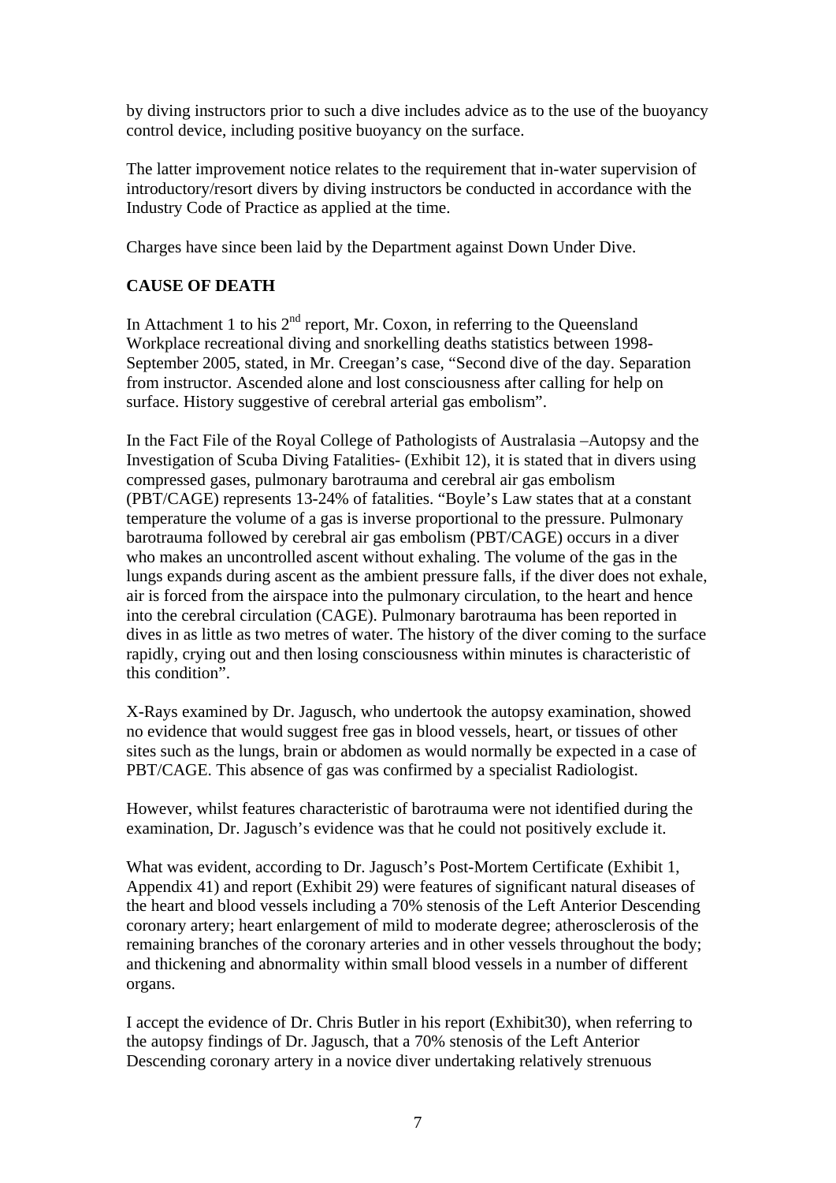by diving instructors prior to such a dive includes advice as to the use of the buoyancy control device, including positive buoyancy on the surface.

The latter improvement notice relates to the requirement that in-water supervision of introductory/resort divers by diving instructors be conducted in accordance with the Industry Code of Practice as applied at the time.

Charges have since been laid by the Department against Down Under Dive.

**CAUSE OF DEATH**

In Attachment 1 to his 2nd report, Mr. Coxon, in referring to the Queensland Workplace recreational diving and snorkelling deaths statistics between 1998-September 2005, stated, in Mr. Creegan's case, "Second dive of the day. Separation from instructor. Ascended alone and lost consciousness after calling for help on surface. History suggestive of cerebral arterial gas embolism".

In the Fact File of the Royal College of Pathologists of Australasia –Autopsy and the Investigation of Scuba Diving Fatalities- (Exhibit 12), it is stated that in divers using compressed gases, pulmonary barotrauma and cerebral air gas embolism (PBT/CAGE) represents 13-24% of fatalities. "Boyle's Law states that at a constant temperature the volume of a gas is inverse proportional to the pressure. Pulmonary barotrauma followed by cerebral air gas embolism (PBT/CAGE) occurs in a diver who makes an uncontrolled ascent without exhaling. The volume of the gas in the lungs expands during ascent as the ambient pressure falls, if the diver does not exhale, air is forced from the airspace into the pulmonary circulation, to the heart and hence into the cerebral circulation (CAGE). Pulmonary barotrauma has been reported in dives in as little as two metres of water. The history of the diver coming to the surface rapidly, crying out and then losing consciousness within minutes is characteristic of this condition".

X-Rays examined by Dr. Jagusch, who undertook the autopsy examination, showed no evidence that would suggest free gas in blood vessels, heart, or tissues of other sites such as the lungs, brain or abdomen as would normally be expected in a case of PBT/CAGE. This absence of gas was confirmed by a specialist Radiologist.

However, whilst features characteristic of barotrauma were not identified during the examination, Dr. Jagusch's evidence was that he could not positively exclude it.

What was evident, according to Dr. Jagusch's Post-Mortem Certificate (Exhibit 1, Appendix 41) and report (Exhibit 29) were features of significant natural diseases of the heart and blood vessels including a 70% stenosis of the Left Anterior Descending coronary artery; heart enlargement of mild to moderate degree; atherosclerosis of the remaining branches of the coronary arteries and in other vessels throughout the body; and thickening and abnormality within small blood vessels in a number of different organs.

I accept the evidence of Dr. Chris Butler in his report (Exhibit30), when referring to the autopsy findings of Dr. Jagusch, that a 70% stenosis of the Left Anterior Descending coronary artery in a novice diver undertaking relatively strenuous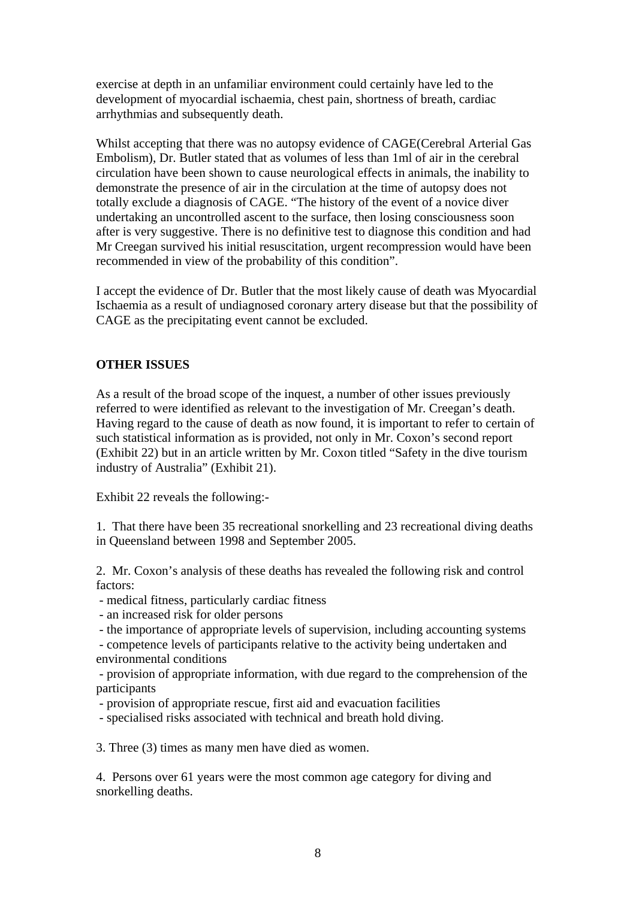exercise at depth in an unfamiliar environment could certainly have led to the development of myocardial ischaemia, chest pain, shortness of breath, cardiac arrhythmias and subsequently death.

Whilst accepting that there was no autopsy evidence of CAGE(Cerebral Arterial Gas Embolism), Dr. Butler stated that as volumes of less than 1ml of air in the cerebral circulation have been shown to cause neurological effects in animals, the inability to demonstrate the presence of air in the circulation at the time of autopsy does not totally exclude a diagnosis of CAGE. "The history of the event of a novice diver undertaking an uncontrolled ascent to the surface, then losing consciousness soon after is very suggestive. There is no definitive test to diagnose this condition and had Mr Creegan survived his initial resuscitation, urgent recompression would have been recommended in view of the probability of this condition".

I accept the evidence of Dr. Butler that the most likely cause of death was Myocardial Ischaemia as a result of undiagnosed coronary artery disease but that the possibility of CAGE as the precipitating event cannot be excluded.

**OTHER ISSUES**

As a result of the broad scope of the inquest, a number of other issues previously referred to were identified as relevant to the investigation of Mr. Creegan's death. Having regard to the cause of death as now found, it is important to refer to certain of such statistical information as is provided, not only in Mr. Coxon's second report (Exhibit 22) but in an article written by Mr. Coxon titled "Safety in the dive tourism industry of Australia" (Exhibit 21).

Exhibit 22 reveals the following:-

1. That there have been 35 recreational snorkelling and 23 recreational diving deaths in Queensland between 1998 and September 2005.

2. Mr. Coxon's analysis of these deaths has revealed the following risk and control factors:
- medical fitness, particularly cardiac fitness
- an increased risk for older persons
- the importance of appropriate levels of supervision, including accounting systems
- competence levels of participants relative to the activity being undertaken and environmental conditions
- provision of appropriate information, with due regard to the comprehension of the participants
- provision of appropriate rescue, first aid and evacuation facilities
- specialised risks associated with technical and breath hold diving.

3. Three (3) times as many men have died as women.

4. Persons over 61 years were the most common age category for diving and snorkelling deaths.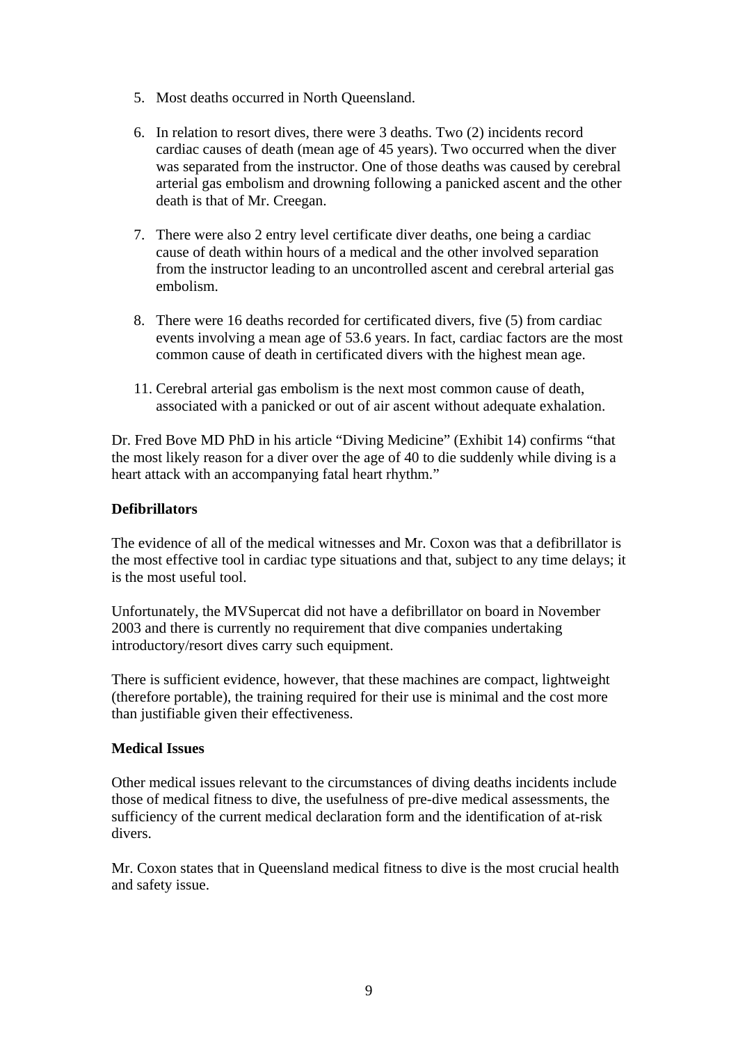5. Most deaths occurred in North Queensland.

6. In relation to resort dives, there were 3 deaths. Two (2) incidents record cardiac causes of death (mean age of 45 years). Two occurred when the diver was separated from the instructor. One of those deaths was caused by cerebral arterial gas embolism and drowning following a panicked ascent and the other death is that of Mr. Creegan.

7. There were also 2 entry level certificate diver deaths, one being a cardiac cause of death within hours of a medical and the other involved separation from the instructor leading to an uncontrolled ascent and cerebral arterial gas embolism.

8. There were 16 deaths recorded for certificated divers, five (5) from cardiac events involving a mean age of 53.6 years. In fact, cardiac factors are the most common cause of death in certificated divers with the highest mean age.

11. Cerebral arterial gas embolism is the next most common cause of death, associated with a panicked or out of air ascent without adequate exhalation.

Dr. Fred Bove MD PhD in his article "Diving Medicine" (Exhibit 14) confirms "that the most likely reason for a diver over the age of 40 to die suddenly while diving is a heart attack with an accompanying fatal heart rhythm."

**Defibrillators**

The evidence of all of the medical witnesses and Mr. Coxon was that a defibrillator is the most effective tool in cardiac type situations and that, subject to any time delays; it is the most useful tool.

Unfortunately, the MVSupercat did not have a defibrillator on board in November 2003 and there is currently no requirement that dive companies undertaking introductory/resort dives carry such equipment.

There is sufficient evidence, however, that these machines are compact, lightweight (therefore portable), the training required for their use is minimal and the cost more than justifiable given their effectiveness.

**Medical Issues**

Other medical issues relevant to the circumstances of diving deaths incidents include those of medical fitness to dive, the usefulness of pre-dive medical assessments, the sufficiency of the current medical declaration form and the identification of at-risk divers.

Mr. Coxon states that in Queensland medical fitness to dive is the most crucial health and safety issue.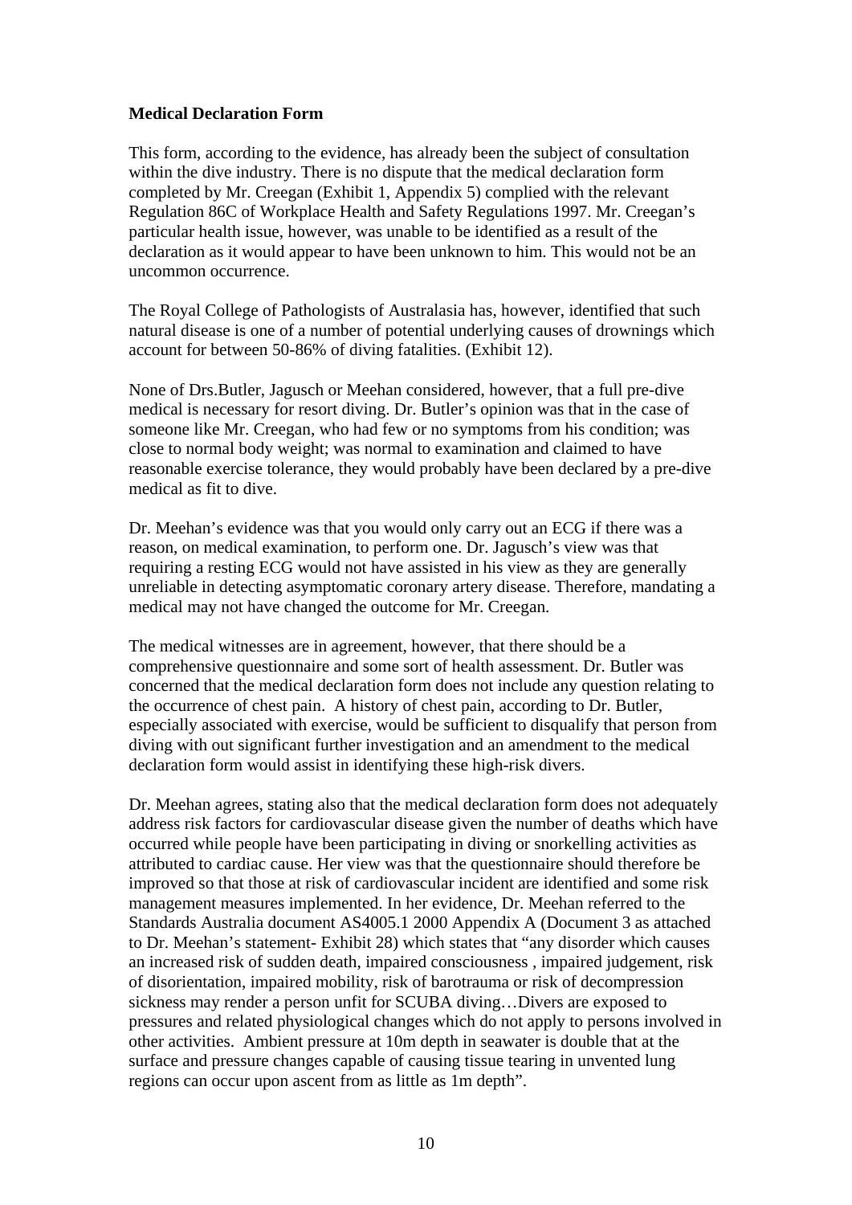**Medical Declaration Form**

This form, according to the evidence, has already been the subject of consultation within the dive industry. There is no dispute that the medical declaration form completed by Mr. Creegan (Exhibit 1, Appendix 5) complied with the relevant Regulation 86C of Workplace Health and Safety Regulations 1997. Mr. Creegan's particular health issue, however, was unable to be identified as a result of the declaration as it would appear to have been unknown to him. This would not be an uncommon occurrence.

The Royal College of Pathologists of Australasia has, however, identified that such natural disease is one of a number of potential underlying causes of drownings which account for between 50-86% of diving fatalities. (Exhibit 12).

None of Drs.Butler, Jagusch or Meehan considered, however, that a full pre-dive medical is necessary for resort diving. Dr. Butler's opinion was that in the case of someone like Mr. Creegan, who had few or no symptoms from his condition; was close to normal body weight; was normal to examination and claimed to have reasonable exercise tolerance, they would probably have been declared by a pre-dive medical as fit to dive.

Dr. Meehan's evidence was that you would only carry out an ECG if there was a reason, on medical examination, to perform one. Dr. Jagusch's view was that requiring a resting ECG would not have assisted in his view as they are generally unreliable in detecting asymptomatic coronary artery disease. Therefore, mandating a medical may not have changed the outcome for Mr. Creegan.

The medical witnesses are in agreement, however, that there should be a comprehensive questionnaire and some sort of health assessment. Dr. Butler was concerned that the medical declaration form does not include any question relating to the occurrence of chest pain. A history of chest pain, according to Dr. Butler, especially associated with exercise, would be sufficient to disqualify that person from diving with out significant further investigation and an amendment to the medical declaration form would assist in identifying these high-risk divers.

Dr. Meehan agrees, stating also that the medical declaration form does not adequately address risk factors for cardiovascular disease given the number of deaths which have occurred while people have been participating in diving or snorkelling activities as attributed to cardiac cause. Her view was that the questionnaire should therefore be improved so that those at risk of cardiovascular incident are identified and some risk management measures implemented. In her evidence, Dr. Meehan referred to the Standards Australia document AS4005.1 2000 Appendix A (Document 3 as attached to Dr. Meehan's statement- Exhibit 28) which states that "any disorder which causes an increased risk of sudden death, impaired consciousness , impaired judgement, risk of disorientation, impaired mobility, risk of barotrauma or risk of decompression sickness may render a person unfit for SCUBA diving…Divers are exposed to pressures and related physiological changes which do not apply to persons involved in other activities. Ambient pressure at 10m depth in seawater is double that at the surface and pressure changes capable of causing tissue tearing in unvented lung regions can occur upon ascent from as little as 1m depth".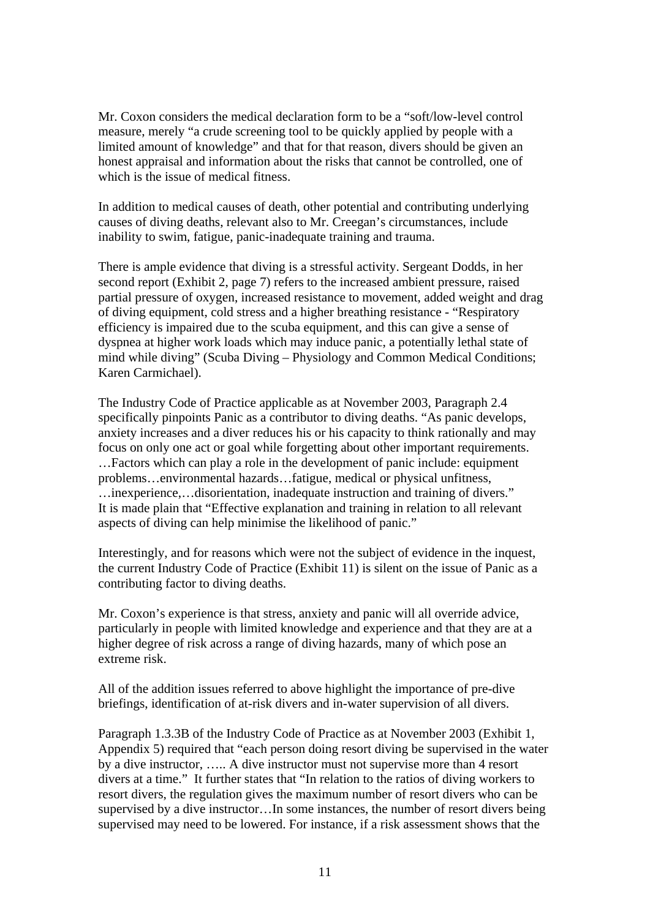Mr. Coxon considers the medical declaration form to be a "soft/low-level control measure, merely "a crude screening tool to be quickly applied by people with a limited amount of knowledge" and that for that reason, divers should be given an honest appraisal and information about the risks that cannot be controlled, one of which is the issue of medical fitness.

In addition to medical causes of death, other potential and contributing underlying causes of diving deaths, relevant also to Mr. Creegan's circumstances, include inability to swim, fatigue, panic-inadequate training and trauma.

There is ample evidence that diving is a stressful activity. Sergeant Dodds, in her second report (Exhibit 2, page 7) refers to the increased ambient pressure, raised partial pressure of oxygen, increased resistance to movement, added weight and drag of diving equipment, cold stress and a higher breathing resistance - "Respiratory efficiency is impaired due to the scuba equipment, and this can give a sense of dyspnea at higher work loads which may induce panic, a potentially lethal state of mind while diving" (Scuba Diving – Physiology and Common Medical Conditions; Karen Carmichael).

The Industry Code of Practice applicable as at November 2003, Paragraph 2.4 specifically pinpoints Panic as a contributor to diving deaths. "As panic develops, anxiety increases and a diver reduces his or his capacity to think rationally and may focus on only one act or goal while forgetting about other important requirements. …Factors which can play a role in the development of panic include: equipment problems…environmental hazards…fatigue, medical or physical unfitness, …inexperience,…disorientation, inadequate instruction and training of divers." It is made plain that "Effective explanation and training in relation to all relevant aspects of diving can help minimise the likelihood of panic."

Interestingly, and for reasons which were not the subject of evidence in the inquest, the current Industry Code of Practice (Exhibit 11) is silent on the issue of Panic as a contributing factor to diving deaths.

Mr. Coxon's experience is that stress, anxiety and panic will all override advice, particularly in people with limited knowledge and experience and that they are at a higher degree of risk across a range of diving hazards, many of which pose an extreme risk.

All of the addition issues referred to above highlight the importance of pre-dive briefings, identification of at-risk divers and in-water supervision of all divers.

Paragraph 1.3.3B of the Industry Code of Practice as at November 2003 (Exhibit 1, Appendix 5) required that "each person doing resort diving be supervised in the water by a dive instructor, ….. A dive instructor must not supervise more than 4 resort divers at a time." It further states that "In relation to the ratios of diving workers to resort divers, the regulation gives the maximum number of resort divers who can be supervised by a dive instructor…In some instances, the number of resort divers being supervised may need to be lowered. For instance, if a risk assessment shows that the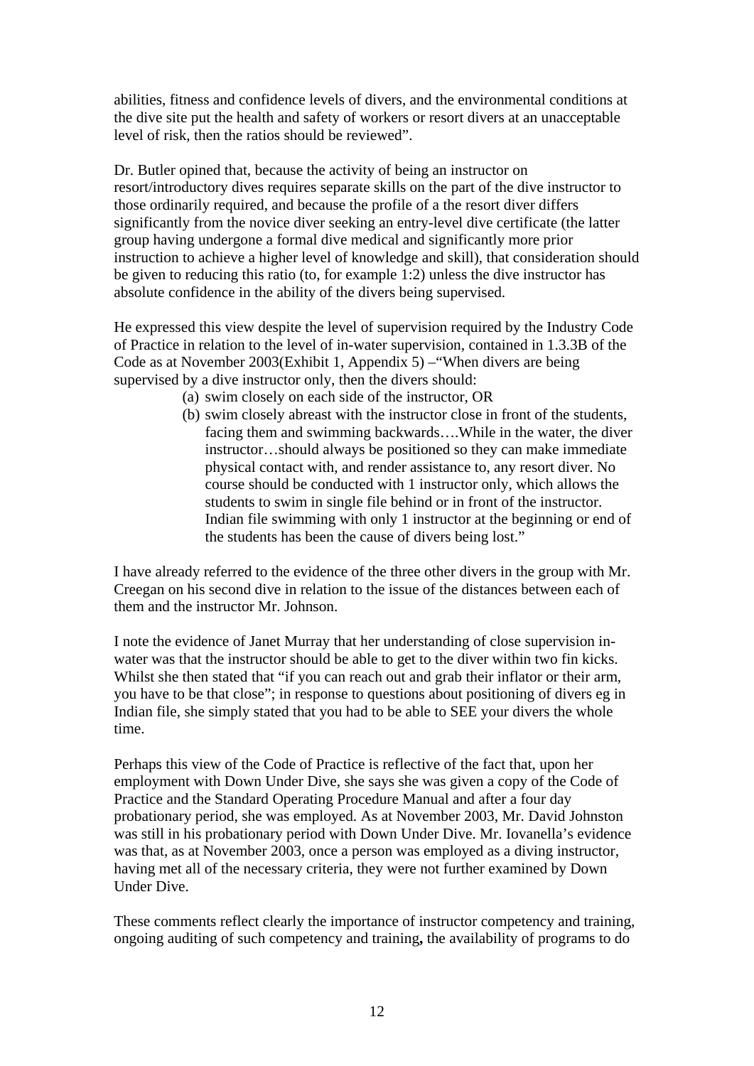abilities, fitness and confidence levels of divers, and the environmental conditions at the dive site put the health and safety of workers or resort divers at an unacceptable level of risk, then the ratios should be reviewed".

Dr. Butler opined that, because the activity of being an instructor on resort/introductory dives requires separate skills on the part of the dive instructor to those ordinarily required, and because the profile of a the resort diver differs significantly from the novice diver seeking an entry-level dive certificate (the latter group having undergone a formal dive medical and significantly more prior instruction to achieve a higher level of knowledge and skill), that consideration should be given to reducing this ratio (to, for example 1:2) unless the dive instructor has absolute confidence in the ability of the divers being supervised.

He expressed this view despite the level of supervision required by the Industry Code of Practice in relation to the level of in-water supervision, contained in 1.3.3B of the Code as at November 2003(Exhibit 1, Appendix 5) –"When divers are being supervised by a dive instructor only, then the divers should:

> (a) swim closely on each side of the instructor, OR
>
> (b) swim closely abreast with the instructor close in front of the students, facing them and swimming backwards….While in the water, the diver instructor…should always be positioned so they can make immediate physical contact with, and render assistance to, any resort diver. No course should be conducted with 1 instructor only, which allows the students to swim in single file behind or in front of the instructor. Indian file swimming with only 1 instructor at the beginning or end of the students has been the cause of divers being lost."

I have already referred to the evidence of the three other divers in the group with Mr. Creegan on his second dive in relation to the issue of the distances between each of them and the instructor Mr. Johnson.

I note the evidence of Janet Murray that her understanding of close supervision in-water was that the instructor should be able to get to the diver within two fin kicks. Whilst she then stated that "if you can reach out and grab their inflator or their arm, you have to be that close"; in response to questions about positioning of divers eg in Indian file, she simply stated that you had to be able to SEE your divers the whole time.

Perhaps this view of the Code of Practice is reflective of the fact that, upon her employment with Down Under Dive, she says she was given a copy of the Code of Practice and the Standard Operating Procedure Manual and after a four day probationary period, she was employed. As at November 2003, Mr. David Johnston was still in his probationary period with Down Under Dive. Mr. Iovanella's evidence was that, as at November 2003, once a person was employed as a diving instructor, having met all of the necessary criteria, they were not further examined by Down Under Dive.

These comments reflect clearly the importance of instructor competency and training, ongoing auditing of such competency and training**,** the availability of programs to do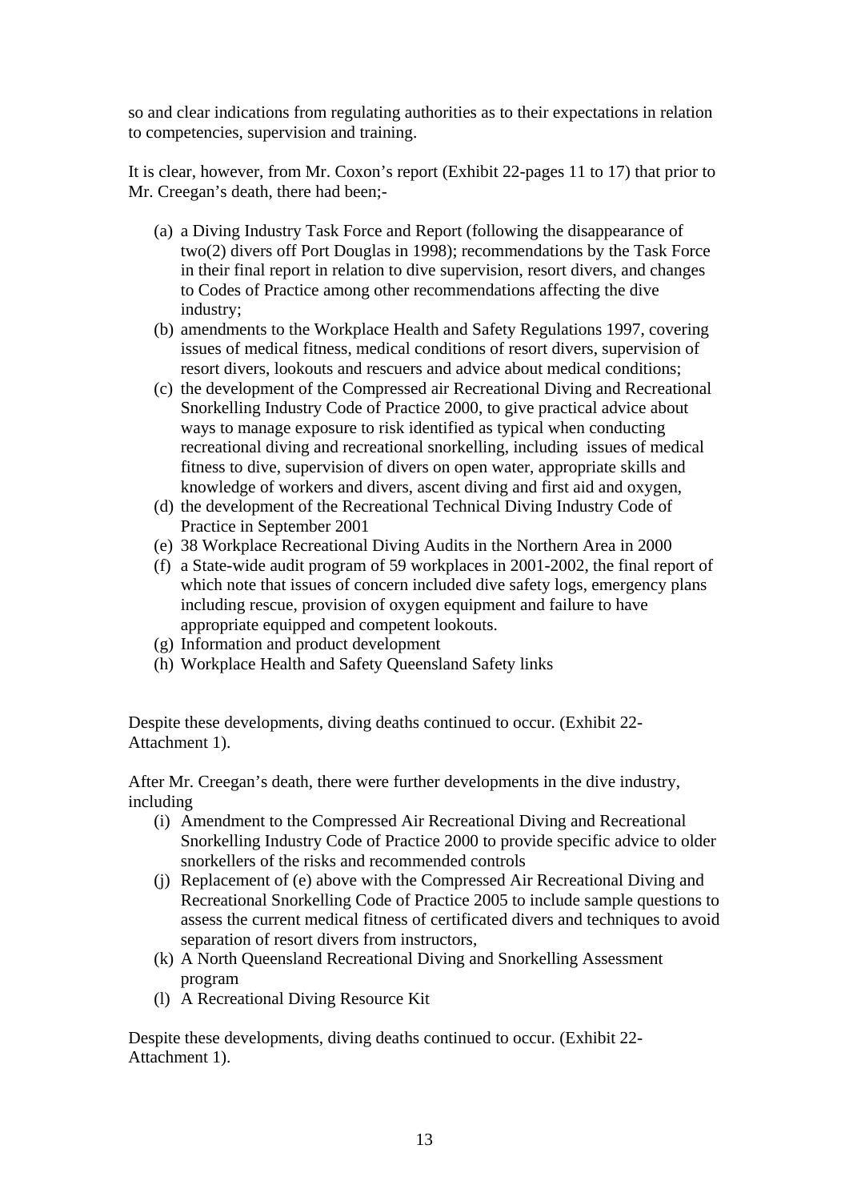so and clear indications from regulating authorities as to their expectations in relation to competencies, supervision and training.

It is clear, however, from Mr. Coxon's report (Exhibit 22-pages 11 to 17) that prior to Mr. Creegan's death, there had been;-

(a) a Diving Industry Task Force and Report (following the disappearance of two(2) divers off Port Douglas in 1998); recommendations by the Task Force in their final report in relation to dive supervision, resort divers, and changes to Codes of Practice among other recommendations affecting the dive industry;
(b) amendments to the Workplace Health and Safety Regulations 1997, covering issues of medical fitness, medical conditions of resort divers, supervision of resort divers, lookouts and rescuers and advice about medical conditions;
(c) the development of the Compressed air Recreational Diving and Recreational Snorkelling Industry Code of Practice 2000, to give practical advice about ways to manage exposure to risk identified as typical when conducting recreational diving and recreational snorkelling, including issues of medical fitness to dive, supervision of divers on open water, appropriate skills and knowledge of workers and divers, ascent diving and first aid and oxygen,
(d) the development of the Recreational Technical Diving Industry Code of Practice in September 2001
(e) 38 Workplace Recreational Diving Audits in the Northern Area in 2000
(f) a State-wide audit program of 59 workplaces in 2001-2002, the final report of which note that issues of concern included dive safety logs, emergency plans including rescue, provision of oxygen equipment and failure to have appropriate equipped and competent lookouts.
(g) Information and product development
(h) Workplace Health and Safety Queensland Safety links

Despite these developments, diving deaths continued to occur. (Exhibit 22-Attachment 1).

After Mr. Creegan's death, there were further developments in the dive industry, including

(i) Amendment to the Compressed Air Recreational Diving and Recreational Snorkelling Industry Code of Practice 2000 to provide specific advice to older snorkellers of the risks and recommended controls
(j) Replacement of (e) above with the Compressed Air Recreational Diving and Recreational Snorkelling Code of Practice 2005 to include sample questions to assess the current medical fitness of certificated divers and techniques to avoid separation of resort divers from instructors,
(k) A North Queensland Recreational Diving and Snorkelling Assessment program
(l) A Recreational Diving Resource Kit

Despite these developments, diving deaths continued to occur. (Exhibit 22-Attachment 1).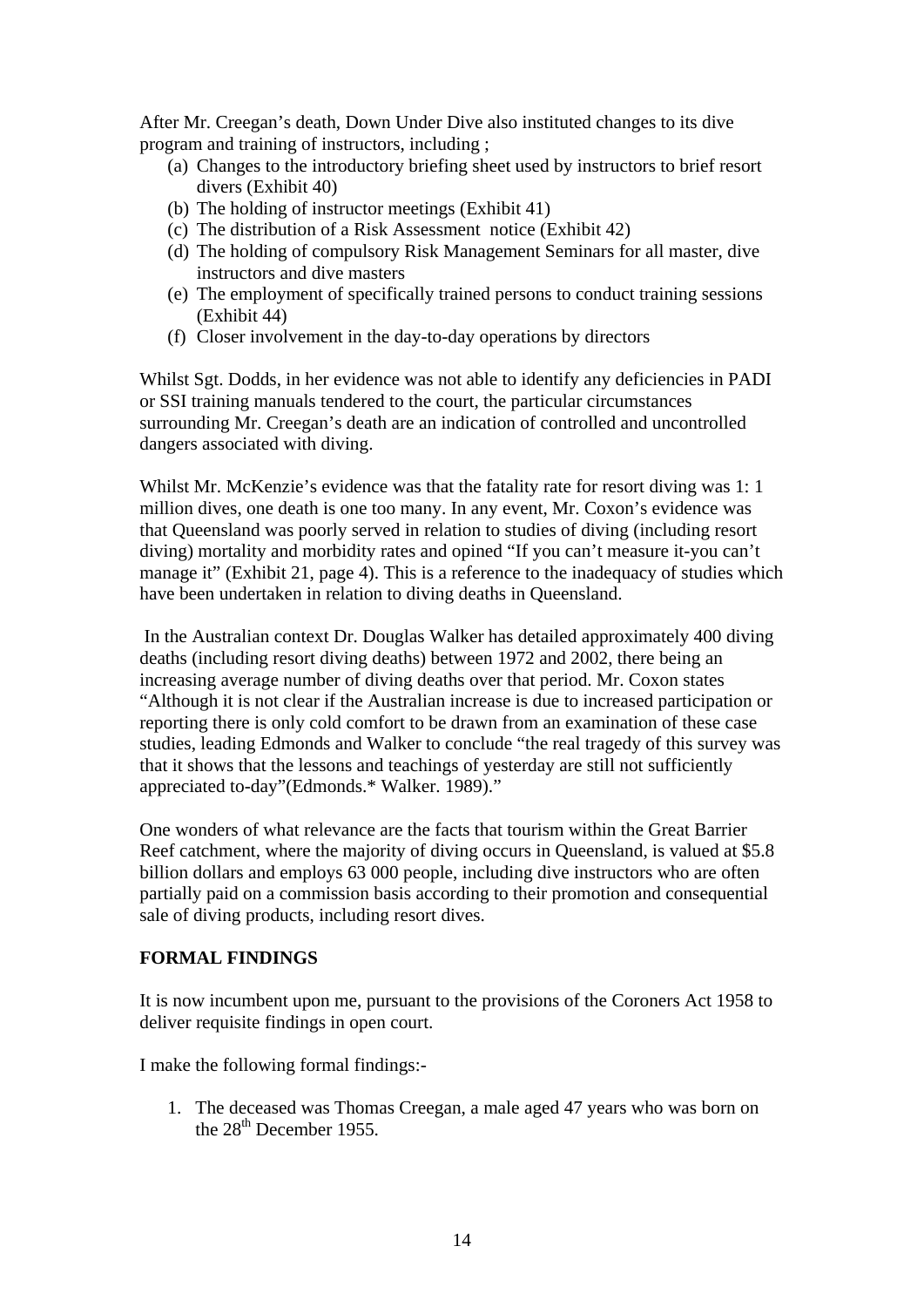After Mr. Creegan's death, Down Under Dive also instituted changes to its dive program and training of instructors, including ;

(a) Changes to the introductory briefing sheet used by instructors to brief resort divers (Exhibit 40)
(b) The holding of instructor meetings (Exhibit 41)
(c) The distribution of a Risk Assessment notice (Exhibit 42)
(d) The holding of compulsory Risk Management Seminars for all master, dive instructors and dive masters
(e) The employment of specifically trained persons to conduct training sessions (Exhibit 44)
(f) Closer involvement in the day-to-day operations by directors

Whilst Sgt. Dodds, in her evidence was not able to identify any deficiencies in PADI or SSI training manuals tendered to the court, the particular circumstances surrounding Mr. Creegan's death are an indication of controlled and uncontrolled dangers associated with diving.

Whilst Mr. McKenzie's evidence was that the fatality rate for resort diving was 1: 1 million dives, one death is one too many. In any event, Mr. Coxon's evidence was that Queensland was poorly served in relation to studies of diving (including resort diving) mortality and morbidity rates and opined "If you can't measure it-you can't manage it" (Exhibit 21, page 4). This is a reference to the inadequacy of studies which have been undertaken in relation to diving deaths in Queensland.

In the Australian context Dr. Douglas Walker has detailed approximately 400 diving deaths (including resort diving deaths) between 1972 and 2002, there being an increasing average number of diving deaths over that period. Mr. Coxon states "Although it is not clear if the Australian increase is due to increased participation or reporting there is only cold comfort to be drawn from an examination of these case studies, leading Edmonds and Walker to conclude "the real tragedy of this survey was that it shows that the lessons and teachings of yesterday are still not sufficiently appreciated to-day"(Edmonds.* Walker. 1989)."

One wonders of what relevance are the facts that tourism within the Great Barrier Reef catchment, where the majority of diving occurs in Queensland, is valued at $5.8 billion dollars and employs 63 000 people, including dive instructors who are often partially paid on a commission basis according to their promotion and consequential sale of diving products, including resort dives.

**FORMAL FINDINGS**

It is now incumbent upon me, pursuant to the provisions of the Coroners Act 1958 to deliver requisite findings in open court.

I make the following formal findings:-

1. The deceased was Thomas Creegan, a male aged 47 years who was born on the 28th December 1955.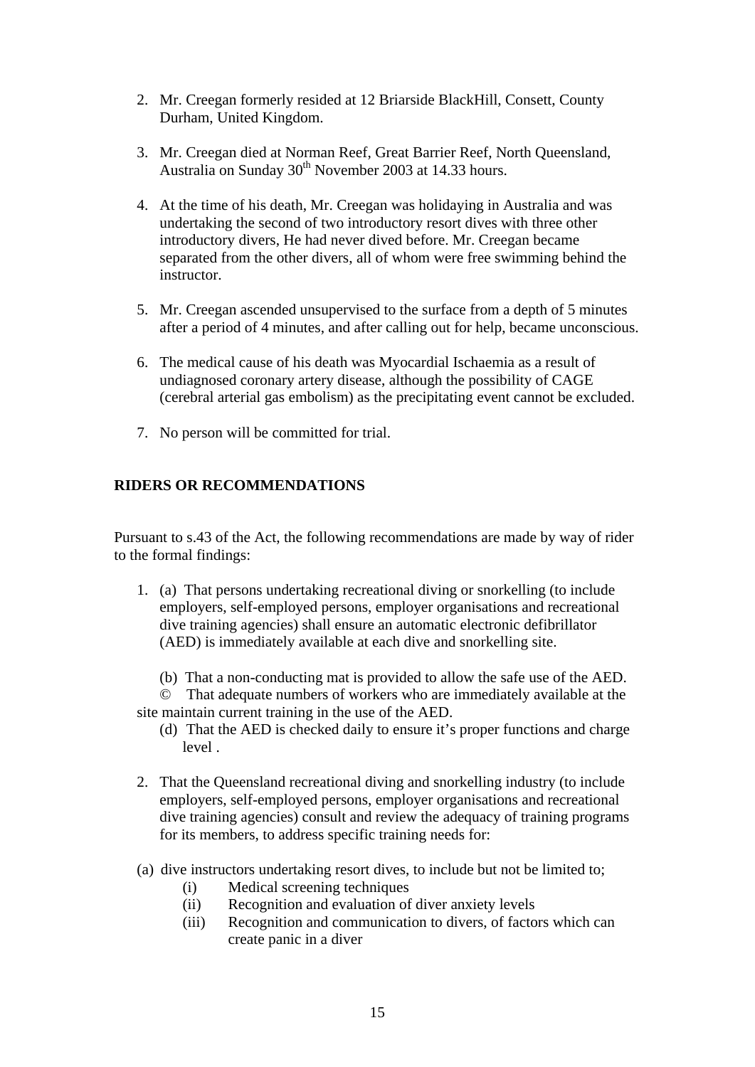2. Mr. Creegan formerly resided at 12 Briarside BlackHill, Consett, County Durham, United Kingdom.

3. Mr. Creegan died at Norman Reef, Great Barrier Reef, North Queensland, Australia on Sunday 30th November 2003 at 14.33 hours.

4. At the time of his death, Mr. Creegan was holidaying in Australia and was undertaking the second of two introductory resort dives with three other introductory divers, He had never dived before. Mr. Creegan became separated from the other divers, all of whom were free swimming behind the instructor.

5. Mr. Creegan ascended unsupervised to the surface from a depth of 5 minutes after a period of 4 minutes, and after calling out for help, became unconscious.

6. The medical cause of his death was Myocardial Ischaemia as a result of undiagnosed coronary artery disease, although the possibility of CAGE (cerebral arterial gas embolism) as the precipitating event cannot be excluded.

7. No person will be committed for trial.

## RIDERS OR RECOMMENDATIONS

Pursuant to s.43 of the Act, the following recommendations are made by way of rider to the formal findings:

1. (a) That persons undertaking recreational diving or snorkelling (to include employers, self-employed persons, employer organisations and recreational dive training agencies) shall ensure an automatic electronic defibrillator (AED) is immediately available at each dive and snorkelling site.

   (b) That a non-conducting mat is provided to allow the safe use of the AED.
   © That adequate numbers of workers who are immediately available at the site maintain current training in the use of the AED.
   (d) That the AED is checked daily to ensure it's proper functions and charge level .

2. That the Queensland recreational diving and snorkelling industry (to include employers, self-employed persons, employer organisations and recreational dive training agencies) consult and review the adequacy of training programs for its members, to address specific training needs for:

(a) dive instructors undertaking resort dives, to include but not be limited to;
   - (i) Medical screening techniques
   - (ii) Recognition and evaluation of diver anxiety levels
   - (iii) Recognition and communication to divers, of factors which can create panic in a diver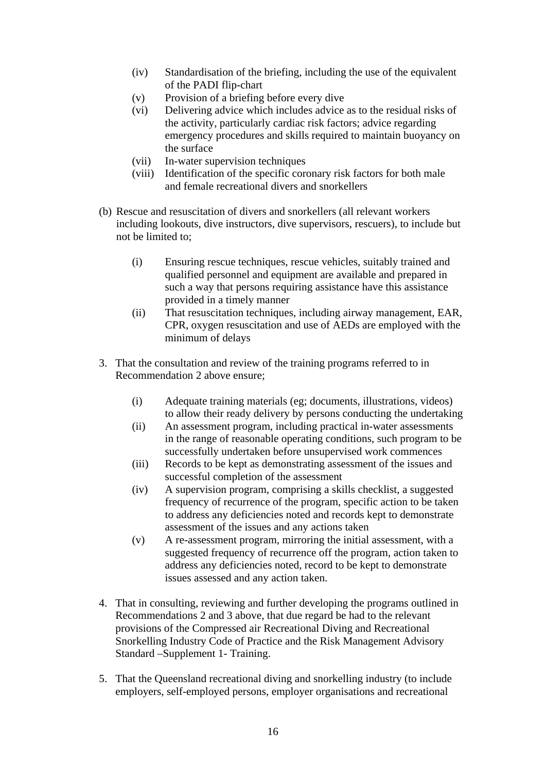(iv) Standardisation of the briefing, including the use of the equivalent of the PADI flip-chart
(v) Provision of a briefing before every dive
(vi) Delivering advice which includes advice as to the residual risks of the activity, particularly cardiac risk factors; advice regarding emergency procedures and skills required to maintain buoyancy on the surface
(vii) In-water supervision techniques
(viii) Identification of the specific coronary risk factors for both male and female recreational divers and snorkellers

(b) Rescue and resuscitation of divers and snorkellers (all relevant workers including lookouts, dive instructors, dive supervisors, rescuers), to include but not be limited to;

(i) Ensuring rescue techniques, rescue vehicles, suitably trained and qualified personnel and equipment are available and prepared in such a way that persons requiring assistance have this assistance provided in a timely manner
(ii) That resuscitation techniques, including airway management, EAR, CPR, oxygen resuscitation and use of AEDs are employed with the minimum of delays

3. That the consultation and review of the training programs referred to in Recommendation 2 above ensure;

(i) Adequate training materials (eg; documents, illustrations, videos) to allow their ready delivery by persons conducting the undertaking
(ii) An assessment program, including practical in-water assessments in the range of reasonable operating conditions, such program to be successfully undertaken before unsupervised work commences
(iii) Records to be kept as demonstrating assessment of the issues and successful completion of the assessment
(iv) A supervision program, comprising a skills checklist, a suggested frequency of recurrence of the program, specific action to be taken to address any deficiencies noted and records kept to demonstrate assessment of the issues and any actions taken
(v) A re-assessment program, mirroring the initial assessment, with a suggested frequency of recurrence off the program, action taken to address any deficiencies noted, record to be kept to demonstrate issues assessed and any action taken.

4. That in consulting, reviewing and further developing the programs outlined in Recommendations 2 and 3 above, that due regard be had to the relevant provisions of the Compressed air Recreational Diving and Recreational Snorkelling Industry Code of Practice and the Risk Management Advisory Standard –Supplement 1- Training.

5. That the Queensland recreational diving and snorkelling industry (to include employers, self-employed persons, employer organisations and recreational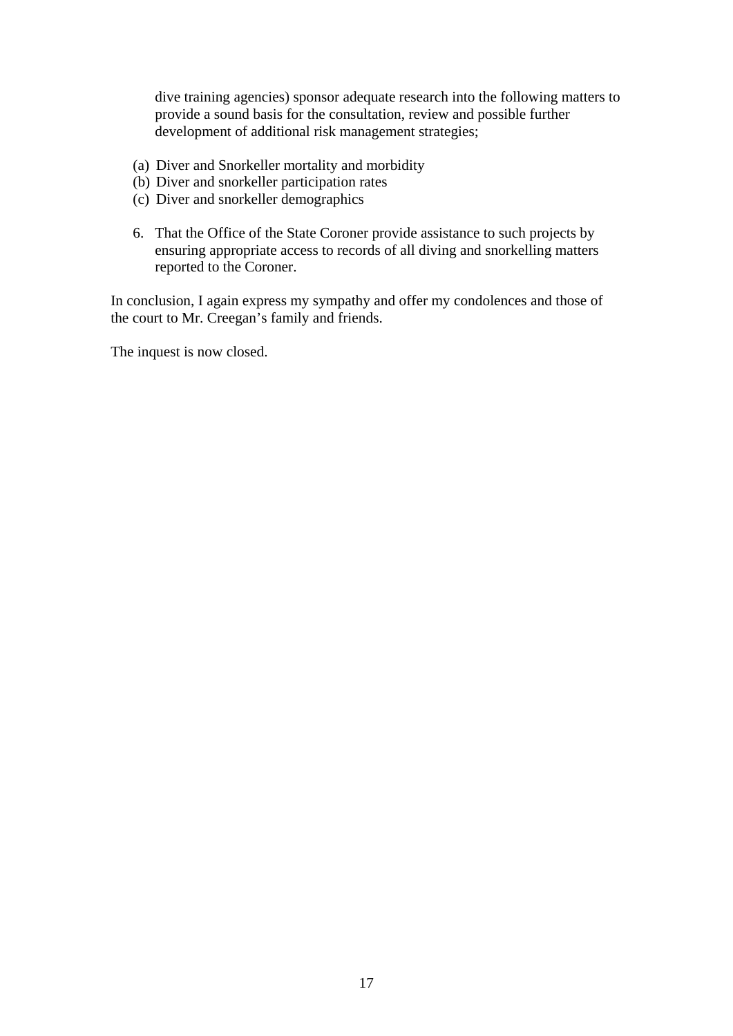dive training agencies) sponsor adequate research into the following matters to provide a sound basis for the consultation, review and possible further development of additional risk management strategies;

(a) Diver and Snorkeller mortality and morbidity
(b) Diver and snorkeller participation rates
(c) Diver and snorkeller demographics

6. That the Office of the State Coroner provide assistance to such projects by ensuring appropriate access to records of all diving and snorkelling matters reported to the Coroner.

In conclusion, I again express my sympathy and offer my condolences and those of the court to Mr. Creegan's family and friends.

The inquest is now closed.